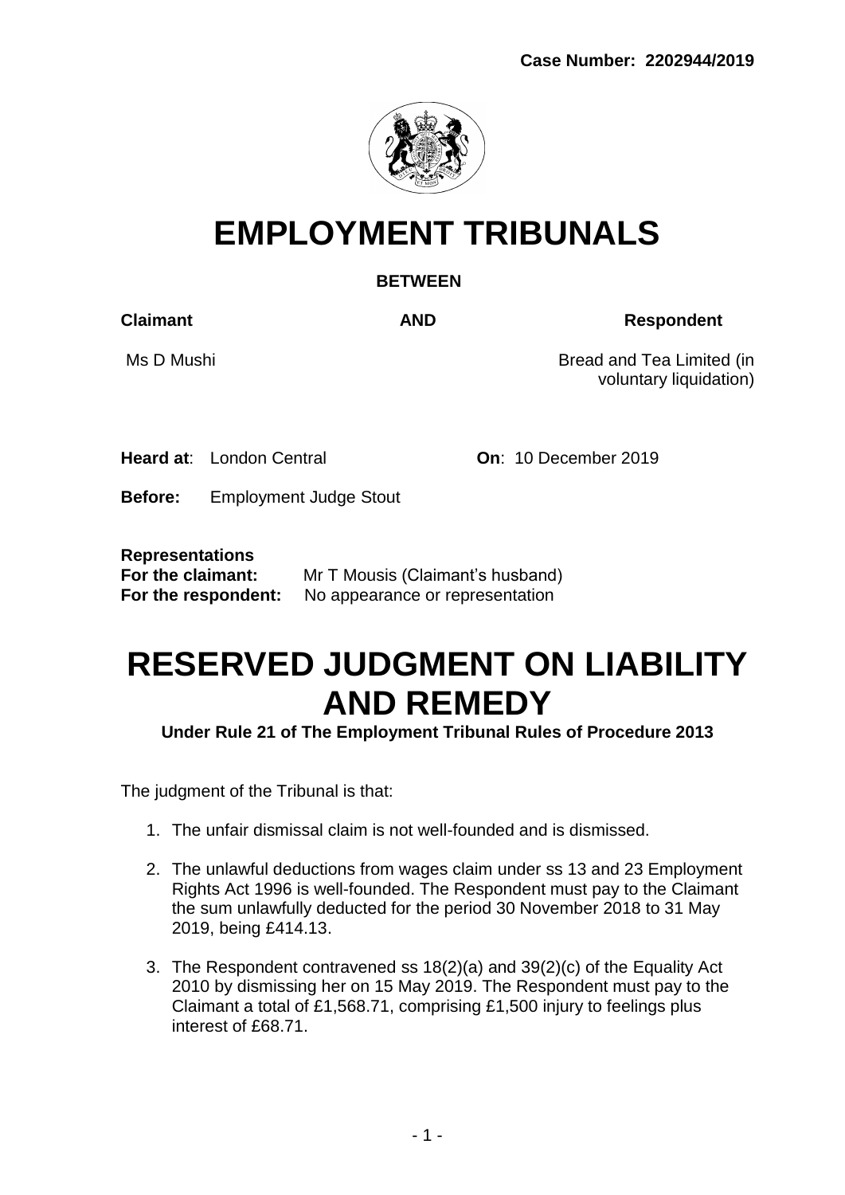**Case Number: 2202944/2019**

# EMPLOYMENT TRIBUNALS

**BETWEEN**

| **Claimant** | **AND** | **Respondent** |
|---|---|---|
| Ms D Mushi | | Bread and Tea Limited (in voluntary liquidation) |

**Heard at**: London Central **On**: 10 December 2019

**Before:** Employment Judge Stout

**Representations**
**For the claimant:** Mr T Mousis (Claimant's husband)
**For the respondent:** No appearance or representation

# RESERVED JUDGMENT ON LIABILITY AND REMEDY

**Under Rule 21 of The Employment Tribunal Rules of Procedure 2013**

The judgment of the Tribunal is that:

1. The unfair dismissal claim is not well-founded and is dismissed.

2. The unlawful deductions from wages claim under ss 13 and 23 Employment Rights Act 1996 is well-founded. The Respondent must pay to the Claimant the sum unlawfully deducted for the period 30 November 2018 to 31 May 2019, being £414.13.

3. The Respondent contravened ss 18(2)(a) and 39(2)(c) of the Equality Act 2010 by dismissing her on 15 May 2019. The Respondent must pay to the Claimant a total of £1,568.71, comprising £1,500 injury to feelings plus interest of £68.71.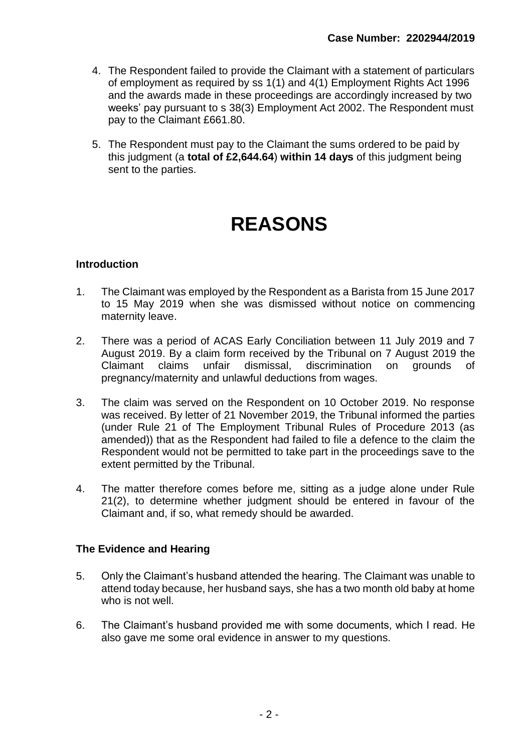4. The Respondent failed to provide the Claimant with a statement of particulars of employment as required by ss 1(1) and 4(1) Employment Rights Act 1996 and the awards made in these proceedings are accordingly increased by two weeks' pay pursuant to s 38(3) Employment Act 2002. The Respondent must pay to the Claimant £661.80.

5. The Respondent must pay to the Claimant the sums ordered to be paid by this judgment (a **total of £2,644.64**) **within 14 days** of this judgment being sent to the parties.

# REASONS

### Introduction

1. The Claimant was employed by the Respondent as a Barista from 15 June 2017 to 15 May 2019 when she was dismissed without notice on commencing maternity leave.

2. There was a period of ACAS Early Conciliation between 11 July 2019 and 7 August 2019. By a claim form received by the Tribunal on 7 August 2019 the Claimant claims unfair dismissal, discrimination on grounds of pregnancy/maternity and unlawful deductions from wages.

3. The claim was served on the Respondent on 10 October 2019. No response was received. By letter of 21 November 2019, the Tribunal informed the parties (under Rule 21 of The Employment Tribunal Rules of Procedure 2013 (as amended)) that as the Respondent had failed to file a defence to the claim the Respondent would not be permitted to take part in the proceedings save to the extent permitted by the Tribunal.

4. The matter therefore comes before me, sitting as a judge alone under Rule 21(2), to determine whether judgment should be entered in favour of the Claimant and, if so, what remedy should be awarded.

### The Evidence and Hearing

5. Only the Claimant's husband attended the hearing. The Claimant was unable to attend today because, her husband says, she has a two month old baby at home who is not well.

6. The Claimant's husband provided me with some documents, which I read. He also gave me some oral evidence in answer to my questions.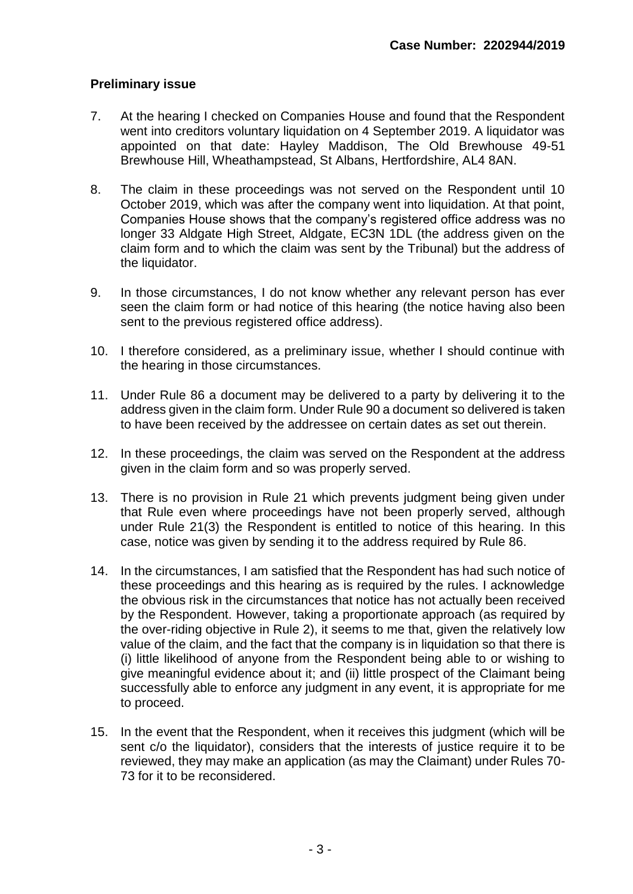**Preliminary issue**

7. At the hearing I checked on Companies House and found that the Respondent went into creditors voluntary liquidation on 4 September 2019. A liquidator was appointed on that date: Hayley Maddison, The Old Brewhouse 49-51 Brewhouse Hill, Wheathampstead, St Albans, Hertfordshire, AL4 8AN.

8. The claim in these proceedings was not served on the Respondent until 10 October 2019, which was after the company went into liquidation. At that point, Companies House shows that the company's registered office address was no longer 33 Aldgate High Street, Aldgate, EC3N 1DL (the address given on the claim form and to which the claim was sent by the Tribunal) but the address of the liquidator.

9. In those circumstances, I do not know whether any relevant person has ever seen the claim form or had notice of this hearing (the notice having also been sent to the previous registered office address).

10. I therefore considered, as a preliminary issue, whether I should continue with the hearing in those circumstances.

11. Under Rule 86 a document may be delivered to a party by delivering it to the address given in the claim form. Under Rule 90 a document so delivered is taken to have been received by the addressee on certain dates as set out therein.

12. In these proceedings, the claim was served on the Respondent at the address given in the claim form and so was properly served.

13. There is no provision in Rule 21 which prevents judgment being given under that Rule even where proceedings have not been properly served, although under Rule 21(3) the Respondent is entitled to notice of this hearing. In this case, notice was given by sending it to the address required by Rule 86.

14. In the circumstances, I am satisfied that the Respondent has had such notice of these proceedings and this hearing as is required by the rules. I acknowledge the obvious risk in the circumstances that notice has not actually been received by the Respondent. However, taking a proportionate approach (as required by the over-riding objective in Rule 2), it seems to me that, given the relatively low value of the claim, and the fact that the company is in liquidation so that there is (i) little likelihood of anyone from the Respondent being able to or wishing to give meaningful evidence about it; and (ii) little prospect of the Claimant being successfully able to enforce any judgment in any event, it is appropriate for me to proceed.

15. In the event that the Respondent, when it receives this judgment (which will be sent c/o the liquidator), considers that the interests of justice require it to be reviewed, they may make an application (as may the Claimant) under Rules 70-73 for it to be reconsidered.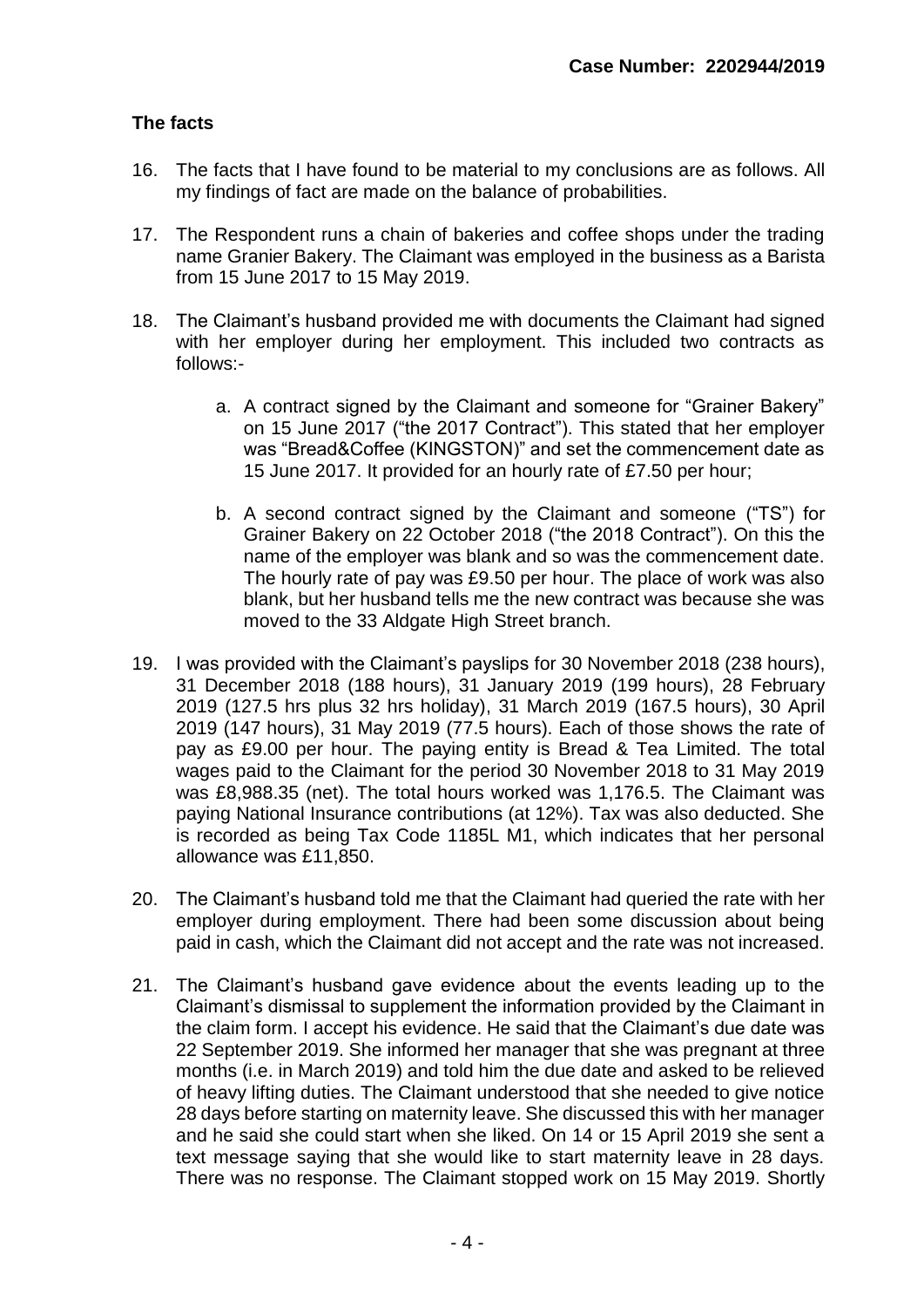## The facts

16. The facts that I have found to be material to my conclusions are as follows. All my findings of fact are made on the balance of probabilities.

17. The Respondent runs a chain of bakeries and coffee shops under the trading name Granier Bakery. The Claimant was employed in the business as a Barista from 15 June 2017 to 15 May 2019.

18. The Claimant's husband provided me with documents the Claimant had signed with her employer during her employment. This included two contracts as follows:-

    a. A contract signed by the Claimant and someone for "Grainer Bakery" on 15 June 2017 ("the 2017 Contract"). This stated that her employer was "Bread&Coffee (KINGSTON)" and set the commencement date as 15 June 2017. It provided for an hourly rate of £7.50 per hour;

    b. A second contract signed by the Claimant and someone ("TS") for Grainer Bakery on 22 October 2018 ("the 2018 Contract"). On this the name of the employer was blank and so was the commencement date. The hourly rate of pay was £9.50 per hour. The place of work was also blank, but her husband tells me the new contract was because she was moved to the 33 Aldgate High Street branch.

19. I was provided with the Claimant's payslips for 30 November 2018 (238 hours), 31 December 2018 (188 hours), 31 January 2019 (199 hours), 28 February 2019 (127.5 hrs plus 32 hrs holiday), 31 March 2019 (167.5 hours), 30 April 2019 (147 hours), 31 May 2019 (77.5 hours). Each of those shows the rate of pay as £9.00 per hour. The paying entity is Bread & Tea Limited. The total wages paid to the Claimant for the period 30 November 2018 to 31 May 2019 was £8,988.35 (net). The total hours worked was 1,176.5. The Claimant was paying National Insurance contributions (at 12%). Tax was also deducted. She is recorded as being Tax Code 1185L M1, which indicates that her personal allowance was £11,850.

20. The Claimant's husband told me that the Claimant had queried the rate with her employer during employment. There had been some discussion about being paid in cash, which the Claimant did not accept and the rate was not increased.

21. The Claimant's husband gave evidence about the events leading up to the Claimant's dismissal to supplement the information provided by the Claimant in the claim form. I accept his evidence. He said that the Claimant's due date was 22 September 2019. She informed her manager that she was pregnant at three months (i.e. in March 2019) and told him the due date and asked to be relieved of heavy lifting duties. The Claimant understood that she needed to give notice 28 days before starting on maternity leave. She discussed this with her manager and he said she could start when she liked. On 14 or 15 April 2019 she sent a text message saying that she would like to start maternity leave in 28 days. There was no response. The Claimant stopped work on 15 May 2019. Shortly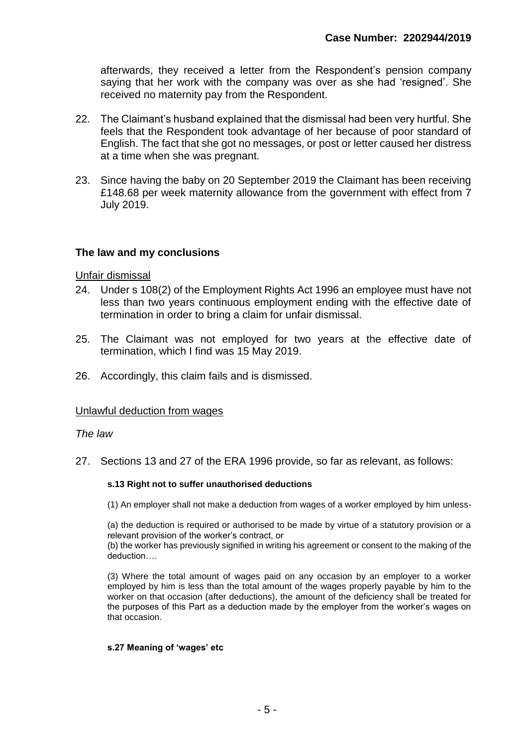afterwards, they received a letter from the Respondent's pension company saying that her work with the company was over as she had 'resigned'. She received no maternity pay from the Respondent.

22. The Claimant's husband explained that the dismissal had been very hurtful. She feels that the Respondent took advantage of her because of poor standard of English. The fact that she got no messages, or post or letter caused her distress at a time when she was pregnant.

23. Since having the baby on 20 September 2019 the Claimant has been receiving £148.68 per week maternity allowance from the government with effect from 7 July 2019.

## The law and my conclusions

Unfair dismissal

24. Under s 108(2) of the Employment Rights Act 1996 an employee must have not less than two years continuous employment ending with the effective date of termination in order to bring a claim for unfair dismissal.

25. The Claimant was not employed for two years at the effective date of termination, which I find was 15 May 2019.

26. Accordingly, this claim fails and is dismissed.

Unlawful deduction from wages

*The law*

27. Sections 13 and 27 of the ERA 1996 provide, so far as relevant, as follows:

**s.13 Right not to suffer unauthorised deductions**

(1) An employer shall not make a deduction from wages of a worker employed by him unless-

(a) the deduction is required or authorised to be made by virtue of a statutory provision or a relevant provision of the worker's contract, or
(b) the worker has previously signified in writing his agreement or consent to the making of the deduction….

(3) Where the total amount of wages paid on any occasion by an employer to a worker employed by him is less than the total amount of the wages properly payable by him to the worker on that occasion (after deductions), the amount of the deficiency shall be treated for the purposes of this Part as a deduction made by the employer from the worker's wages on that occasion.

**s.27 Meaning of 'wages' etc**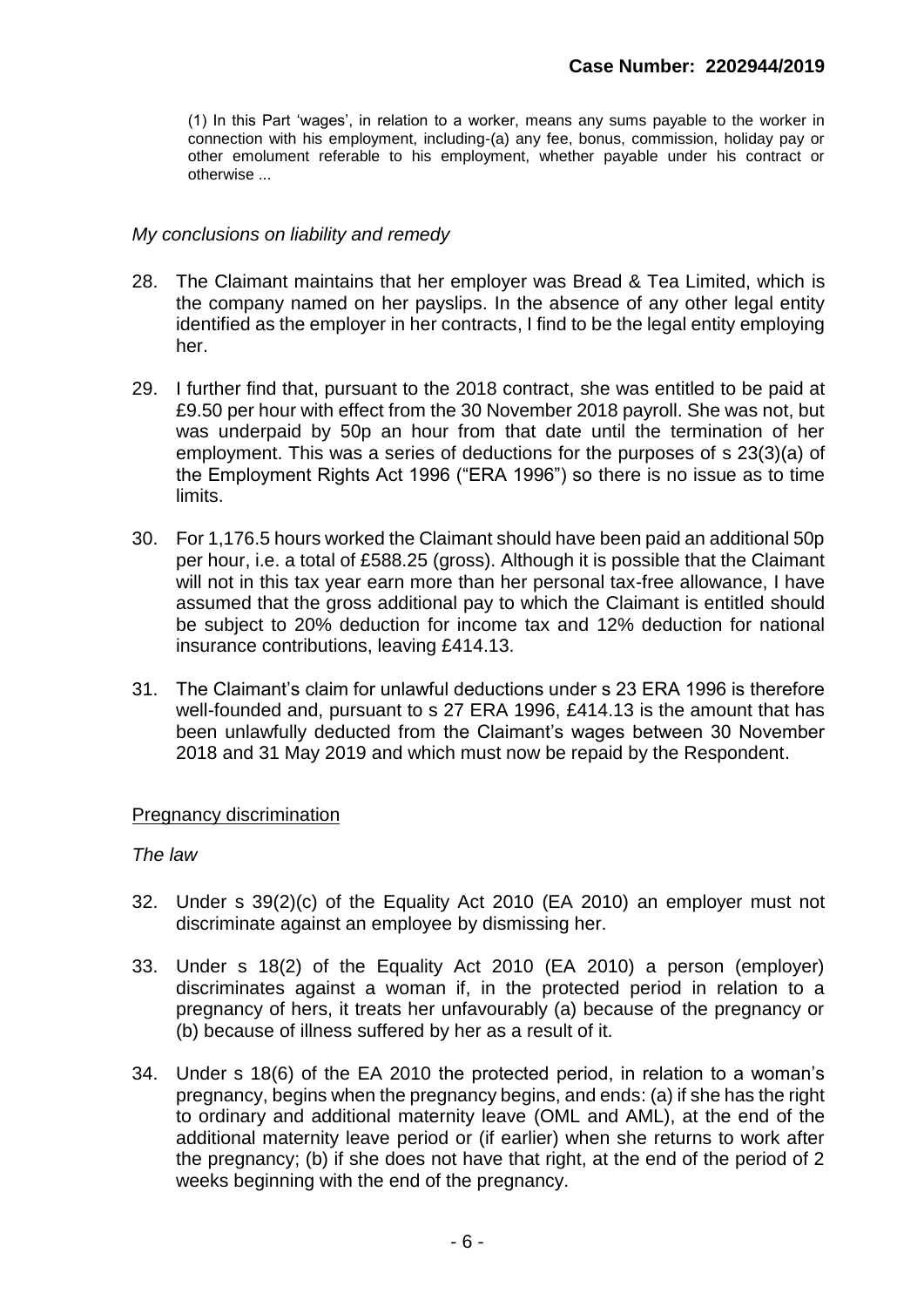(1) In this Part 'wages', in relation to a worker, means any sums payable to the worker in connection with his employment, including-(a) any fee, bonus, commission, holiday pay or other emolument referable to his employment, whether payable under his contract or otherwise ...

*My conclusions on liability and remedy*

28. The Claimant maintains that her employer was Bread & Tea Limited, which is the company named on her payslips. In the absence of any other legal entity identified as the employer in her contracts, I find to be the legal entity employing her.

29. I further find that, pursuant to the 2018 contract, she was entitled to be paid at £9.50 per hour with effect from the 30 November 2018 payroll. She was not, but was underpaid by 50p an hour from that date until the termination of her employment. This was a series of deductions for the purposes of s 23(3)(a) of the Employment Rights Act 1996 ("ERA 1996") so there is no issue as to time limits.

30. For 1,176.5 hours worked the Claimant should have been paid an additional 50p per hour, i.e. a total of £588.25 (gross). Although it is possible that the Claimant will not in this tax year earn more than her personal tax-free allowance, I have assumed that the gross additional pay to which the Claimant is entitled should be subject to 20% deduction for income tax and 12% deduction for national insurance contributions, leaving £414.13.

31. The Claimant's claim for unlawful deductions under s 23 ERA 1996 is therefore well-founded and, pursuant to s 27 ERA 1996, £414.13 is the amount that has been unlawfully deducted from the Claimant's wages between 30 November 2018 and 31 May 2019 and which must now be repaid by the Respondent.

## Pregnancy discrimination

*The law*

32. Under s 39(2)(c) of the Equality Act 2010 (EA 2010) an employer must not discriminate against an employee by dismissing her.

33. Under s 18(2) of the Equality Act 2010 (EA 2010) a person (employer) discriminates against a woman if, in the protected period in relation to a pregnancy of hers, it treats her unfavourably (a) because of the pregnancy or (b) because of illness suffered by her as a result of it.

34. Under s 18(6) of the EA 2010 the protected period, in relation to a woman's pregnancy, begins when the pregnancy begins, and ends: (a) if she has the right to ordinary and additional maternity leave (OML and AML), at the end of the additional maternity leave period or (if earlier) when she returns to work after the pregnancy; (b) if she does not have that right, at the end of the period of 2 weeks beginning with the end of the pregnancy.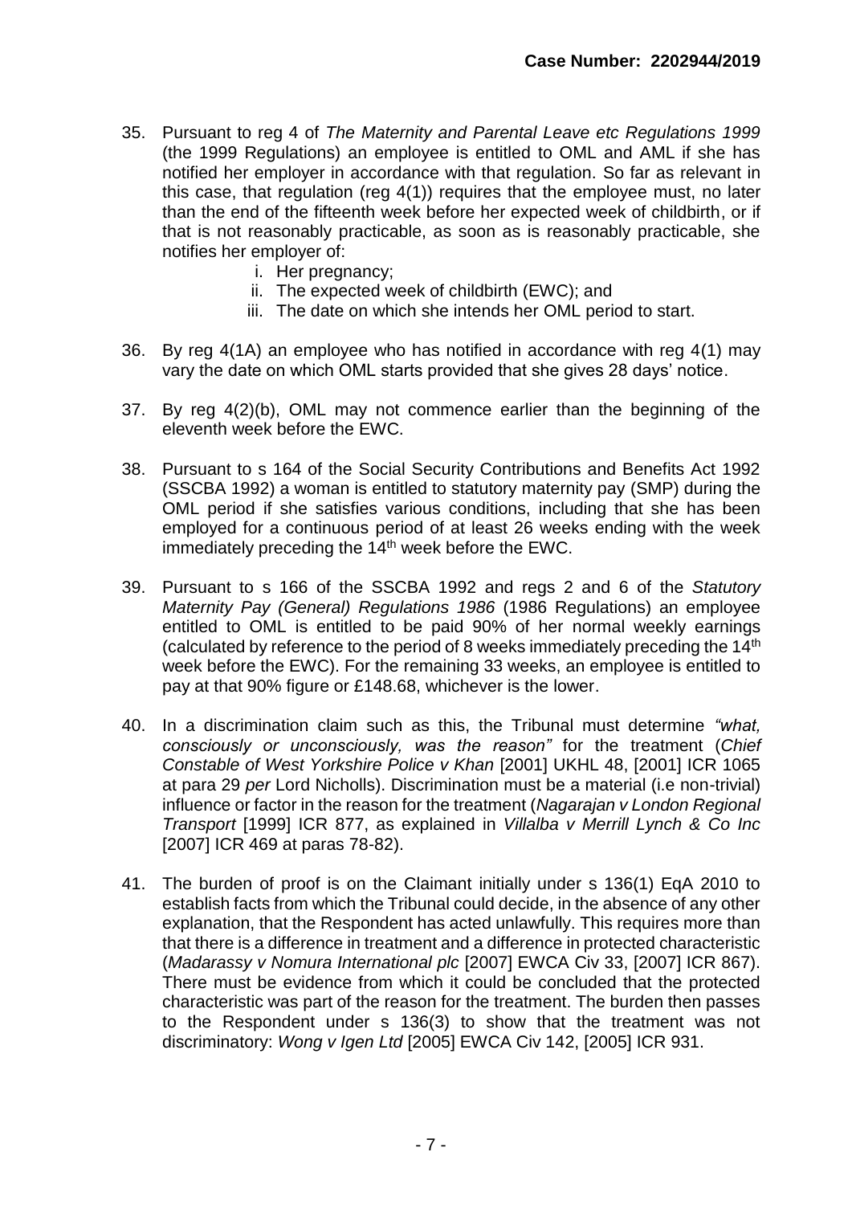35. Pursuant to reg 4 of *The Maternity and Parental Leave etc Regulations 1999* (the 1999 Regulations) an employee is entitled to OML and AML if she has notified her employer in accordance with that regulation. So far as relevant in this case, that regulation (reg 4(1)) requires that the employee must, no later than the end of the fifteenth week before her expected week of childbirth, or if that is not reasonably practicable, as soon as is reasonably practicable, she notifies her employer of:
    1. Her pregnancy;
    2. The expected week of childbirth (EWC); and
    3. The date on which she intends her OML period to start.

36. By reg 4(1A) an employee who has notified in accordance with reg 4(1) may vary the date on which OML starts provided that she gives 28 days' notice.

37. By reg 4(2)(b), OML may not commence earlier than the beginning of the eleventh week before the EWC.

38. Pursuant to s 164 of the Social Security Contributions and Benefits Act 1992 (SSCBA 1992) a woman is entitled to statutory maternity pay (SMP) during the OML period if she satisfies various conditions, including that she has been employed for a continuous period of at least 26 weeks ending with the week immediately preceding the 14th week before the EWC.

39. Pursuant to s 166 of the SSCBA 1992 and regs 2 and 6 of the *Statutory Maternity Pay (General) Regulations 1986* (1986 Regulations) an employee entitled to OML is entitled to be paid 90% of her normal weekly earnings (calculated by reference to the period of 8 weeks immediately preceding the 14th week before the EWC). For the remaining 33 weeks, an employee is entitled to pay at that 90% figure or £148.68, whichever is the lower.

40. In a discrimination claim such as this, the Tribunal must determine *"what, consciously or unconsciously, was the reason"* for the treatment (*Chief Constable of West Yorkshire Police v Khan* [2001] UKHL 48, [2001] ICR 1065 at para 29 *per* Lord Nicholls). Discrimination must be a material (i.e non-trivial) influence or factor in the reason for the treatment (*Nagarajan v London Regional Transport* [1999] ICR 877, as explained in *Villalba v Merrill Lynch & Co Inc* [2007] ICR 469 at paras 78-82).

41. The burden of proof is on the Claimant initially under s 136(1) EqA 2010 to establish facts from which the Tribunal could decide, in the absence of any other explanation, that the Respondent has acted unlawfully. This requires more than that there is a difference in treatment and a difference in protected characteristic (*Madarassy v Nomura International plc* [2007] EWCA Civ 33, [2007] ICR 867). There must be evidence from which it could be concluded that the protected characteristic was part of the reason for the treatment. The burden then passes to the Respondent under s 136(3) to show that the treatment was not discriminatory: *Wong v Igen Ltd* [2005] EWCA Civ 142, [2005] ICR 931.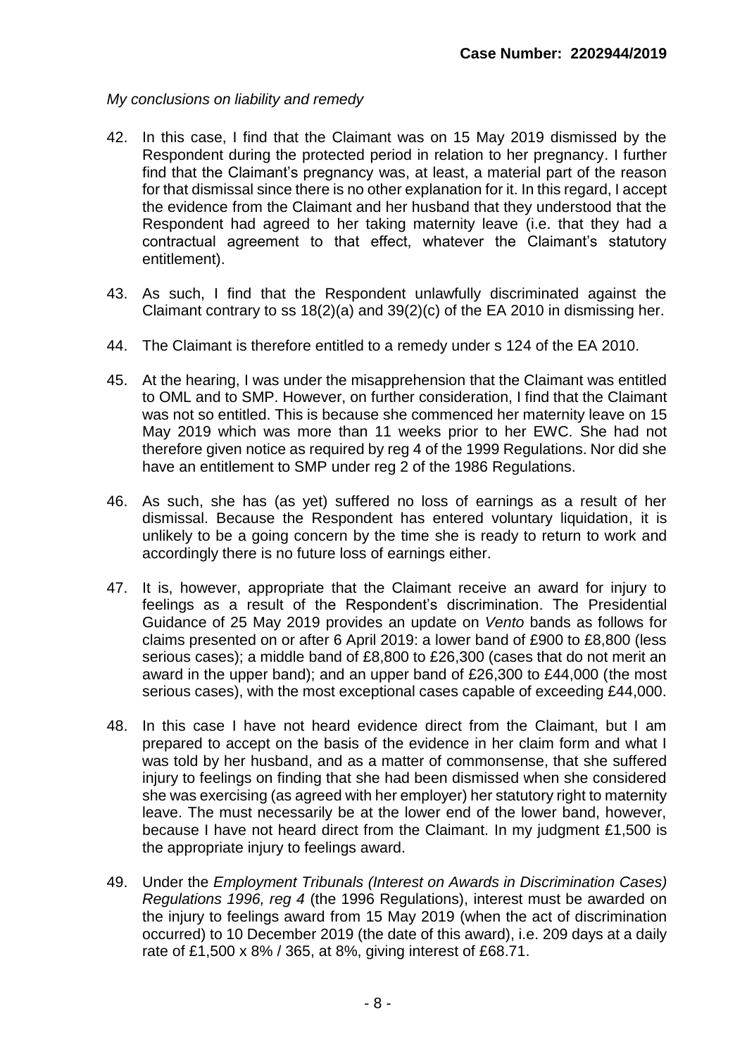*My conclusions on liability and remedy*

42. In this case, I find that the Claimant was on 15 May 2019 dismissed by the Respondent during the protected period in relation to her pregnancy. I further find that the Claimant's pregnancy was, at least, a material part of the reason for that dismissal since there is no other explanation for it. In this regard, I accept the evidence from the Claimant and her husband that they understood that the Respondent had agreed to her taking maternity leave (i.e. that they had a contractual agreement to that effect, whatever the Claimant's statutory entitlement).

43. As such, I find that the Respondent unlawfully discriminated against the Claimant contrary to ss 18(2)(a) and 39(2)(c) of the EA 2010 in dismissing her.

44. The Claimant is therefore entitled to a remedy under s 124 of the EA 2010.

45. At the hearing, I was under the misapprehension that the Claimant was entitled to OML and to SMP. However, on further consideration, I find that the Claimant was not so entitled. This is because she commenced her maternity leave on 15 May 2019 which was more than 11 weeks prior to her EWC. She had not therefore given notice as required by reg 4 of the 1999 Regulations. Nor did she have an entitlement to SMP under reg 2 of the 1986 Regulations.

46. As such, she has (as yet) suffered no loss of earnings as a result of her dismissal. Because the Respondent has entered voluntary liquidation, it is unlikely to be a going concern by the time she is ready to return to work and accordingly there is no future loss of earnings either.

47. It is, however, appropriate that the Claimant receive an award for injury to feelings as a result of the Respondent's discrimination. The Presidential Guidance of 25 May 2019 provides an update on *Vento* bands as follows for claims presented on or after 6 April 2019: a lower band of £900 to £8,800 (less serious cases); a middle band of £8,800 to £26,300 (cases that do not merit an award in the upper band); and an upper band of £26,300 to £44,000 (the most serious cases), with the most exceptional cases capable of exceeding £44,000.

48. In this case I have not heard evidence direct from the Claimant, but I am prepared to accept on the basis of the evidence in her claim form and what I was told by her husband, and as a matter of commonsense, that she suffered injury to feelings on finding that she had been dismissed when she considered she was exercising (as agreed with her employer) her statutory right to maternity leave. The must necessarily be at the lower end of the lower band, however, because I have not heard direct from the Claimant. In my judgment £1,500 is the appropriate injury to feelings award.

49. Under the *Employment Tribunals (Interest on Awards in Discrimination Cases) Regulations 1996, reg 4* (the 1996 Regulations), interest must be awarded on the injury to feelings award from 15 May 2019 (when the act of discrimination occurred) to 10 December 2019 (the date of this award), i.e. 209 days at a daily rate of £1,500 x 8% / 365, at 8%, giving interest of £68.71.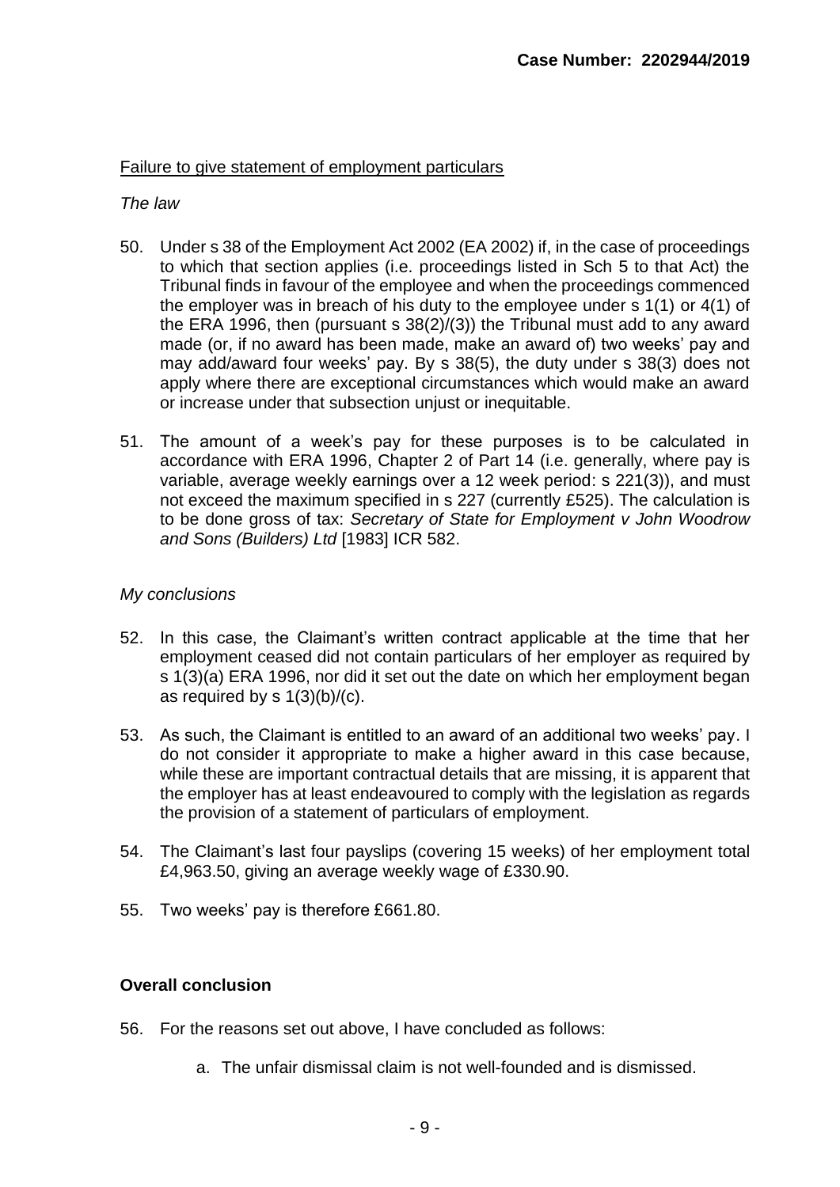Failure to give statement of employment particulars

*The law*

50. Under s 38 of the Employment Act 2002 (EA 2002) if, in the case of proceedings to which that section applies (i.e. proceedings listed in Sch 5 to that Act) the Tribunal finds in favour of the employee and when the proceedings commenced the employer was in breach of his duty to the employee under s 1(1) or 4(1) of the ERA 1996, then (pursuant s 38(2)/(3)) the Tribunal must add to any award made (or, if no award has been made, make an award of) two weeks' pay and may add/award four weeks' pay. By s 38(5), the duty under s 38(3) does not apply where there are exceptional circumstances which would make an award or increase under that subsection unjust or inequitable.

51. The amount of a week's pay for these purposes is to be calculated in accordance with ERA 1996, Chapter 2 of Part 14 (i.e. generally, where pay is variable, average weekly earnings over a 12 week period: s 221(3)), and must not exceed the maximum specified in s 227 (currently £525). The calculation is to be done gross of tax: *Secretary of State for Employment v John Woodrow and Sons (Builders) Ltd* [1983] ICR 582.

*My conclusions*

52. In this case, the Claimant's written contract applicable at the time that her employment ceased did not contain particulars of her employer as required by s 1(3)(a) ERA 1996, nor did it set out the date on which her employment began as required by s 1(3)(b)/(c).

53. As such, the Claimant is entitled to an award of an additional two weeks' pay. I do not consider it appropriate to make a higher award in this case because, while these are important contractual details that are missing, it is apparent that the employer has at least endeavoured to comply with the legislation as regards the provision of a statement of particulars of employment.

54. The Claimant's last four payslips (covering 15 weeks) of her employment total £4,963.50, giving an average weekly wage of £330.90.

55. Two weeks' pay is therefore £661.80.

**Overall conclusion**

56. For the reasons set out above, I have concluded as follows:

    a. The unfair dismissal claim is not well-founded and is dismissed.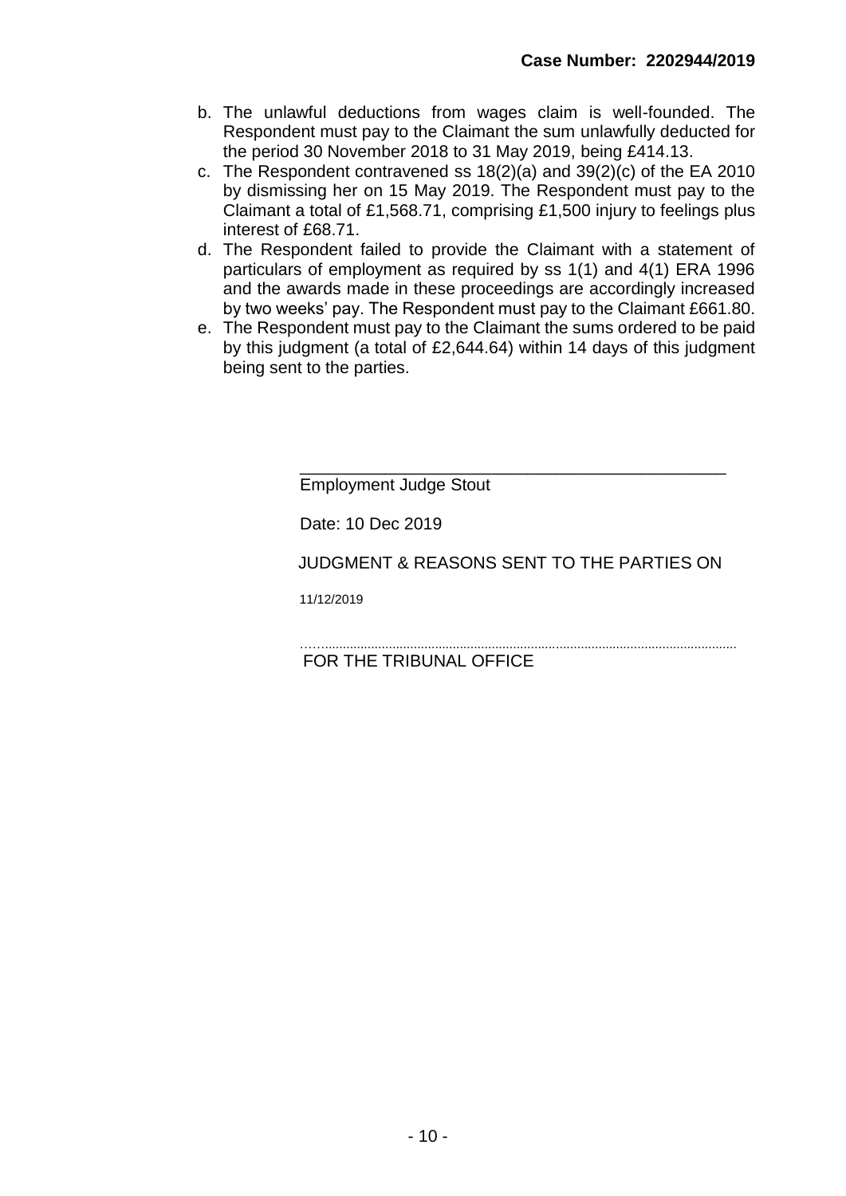b. The unlawful deductions from wages claim is well-founded. The Respondent must pay to the Claimant the sum unlawfully deducted for the period 30 November 2018 to 31 May 2019, being £414.13.
c. The Respondent contravened ss 18(2)(a) and 39(2)(c) of the EA 2010 by dismissing her on 15 May 2019. The Respondent must pay to the Claimant a total of £1,568.71, comprising £1,500 injury to feelings plus interest of £68.71.
d. The Respondent failed to provide the Claimant with a statement of particulars of employment as required by ss 1(1) and 4(1) ERA 1996 and the awards made in these proceedings are accordingly increased by two weeks' pay. The Respondent must pay to the Claimant £661.80.
e. The Respondent must pay to the Claimant the sums ordered to be paid by this judgment (a total of £2,644.64) within 14 days of this judgment being sent to the parties.

\_\_\_\_\_\_\_\_\_\_\_\_\_\_\_\_\_\_\_\_\_\_\_\_\_\_\_\_\_\_\_\_\_\_\_\_\_\_\_\_\_\_\_\_

Employment Judge Stout

Date: 10 Dec 2019

JUDGMENT & REASONS SENT TO THE PARTIES ON

11/12/2019

..............................................................................................................

FOR THE TRIBUNAL OFFICE